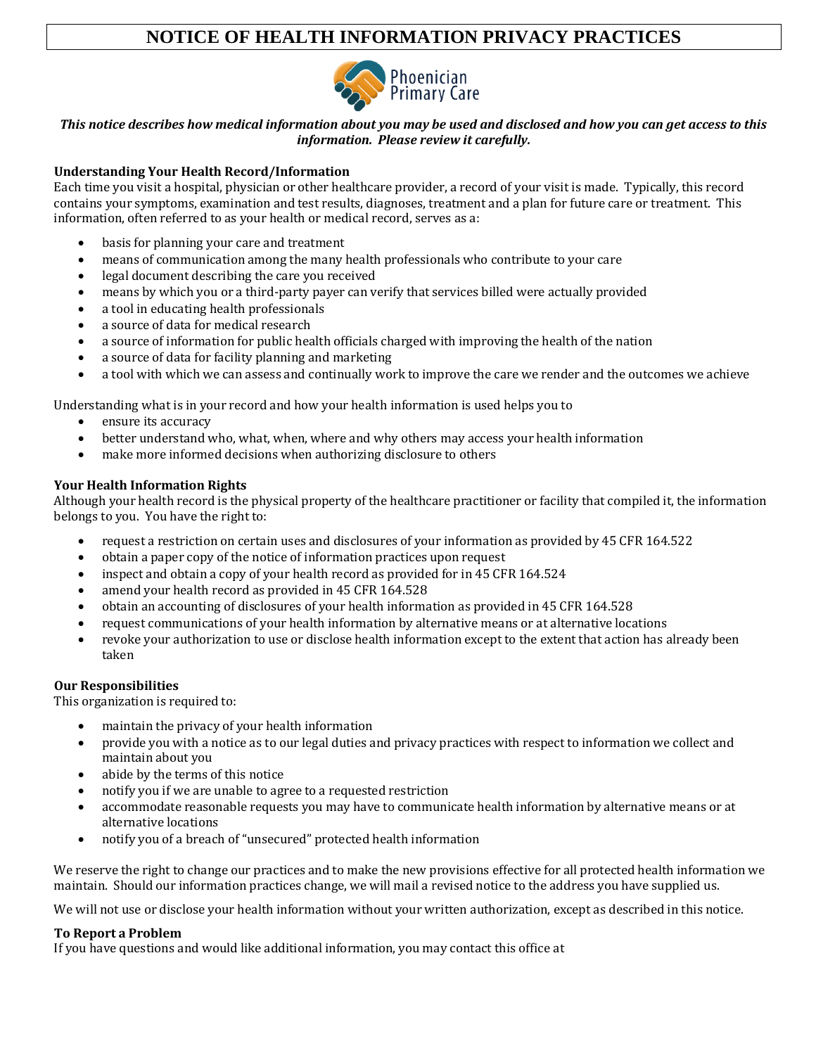# NOTICE OF HEALTH INFORMATION PRIVACY PRACTICES

Phoenician Primary Care

***This notice describes how medical information about you may be used and disclosed and how you can get access to this information. Please review it carefully.***

**Understanding Your Health Record/Information**

Each time you visit a hospital, physician or other healthcare provider, a record of your visit is made. Typically, this record contains your symptoms, examination and test results, diagnoses, treatment and a plan for future care or treatment. This information, often referred to as your health or medical record, serves as a:

- basis for planning your care and treatment
- means of communication among the many health professionals who contribute to your care
- legal document describing the care you received
- means by which you or a third-party payer can verify that services billed were actually provided
- a tool in educating health professionals
- a source of data for medical research
- a source of information for public health officials charged with improving the health of the nation
- a source of data for facility planning and marketing
- a tool with which we can assess and continually work to improve the care we render and the outcomes we achieve

Understanding what is in your record and how your health information is used helps you to

- ensure its accuracy
- better understand who, what, when, where and why others may access your health information
- make more informed decisions when authorizing disclosure to others

**Your Health Information Rights**

Although your health record is the physical property of the healthcare practitioner or facility that compiled it, the information belongs to you. You have the right to:

- request a restriction on certain uses and disclosures of your information as provided by 45 CFR 164.522
- obtain a paper copy of the notice of information practices upon request
- inspect and obtain a copy of your health record as provided for in 45 CFR 164.524
- amend your health record as provided in 45 CFR 164.528
- obtain an accounting of disclosures of your health information as provided in 45 CFR 164.528
- request communications of your health information by alternative means or at alternative locations
- revoke your authorization to use or disclose health information except to the extent that action has already been taken

**Our Responsibilities**

This organization is required to:

- maintain the privacy of your health information
- provide you with a notice as to our legal duties and privacy practices with respect to information we collect and maintain about you
- abide by the terms of this notice
- notify you if we are unable to agree to a requested restriction
- accommodate reasonable requests you may have to communicate health information by alternative means or at alternative locations
- notify you of a breach of "unsecured" protected health information

We reserve the right to change our practices and to make the new provisions effective for all protected health information we maintain. Should our information practices change, we will mail a revised notice to the address you have supplied us.

We will not use or disclose your health information without your written authorization, except as described in this notice.

**To Report a Problem**

If you have questions and would like additional information, you may contact this office at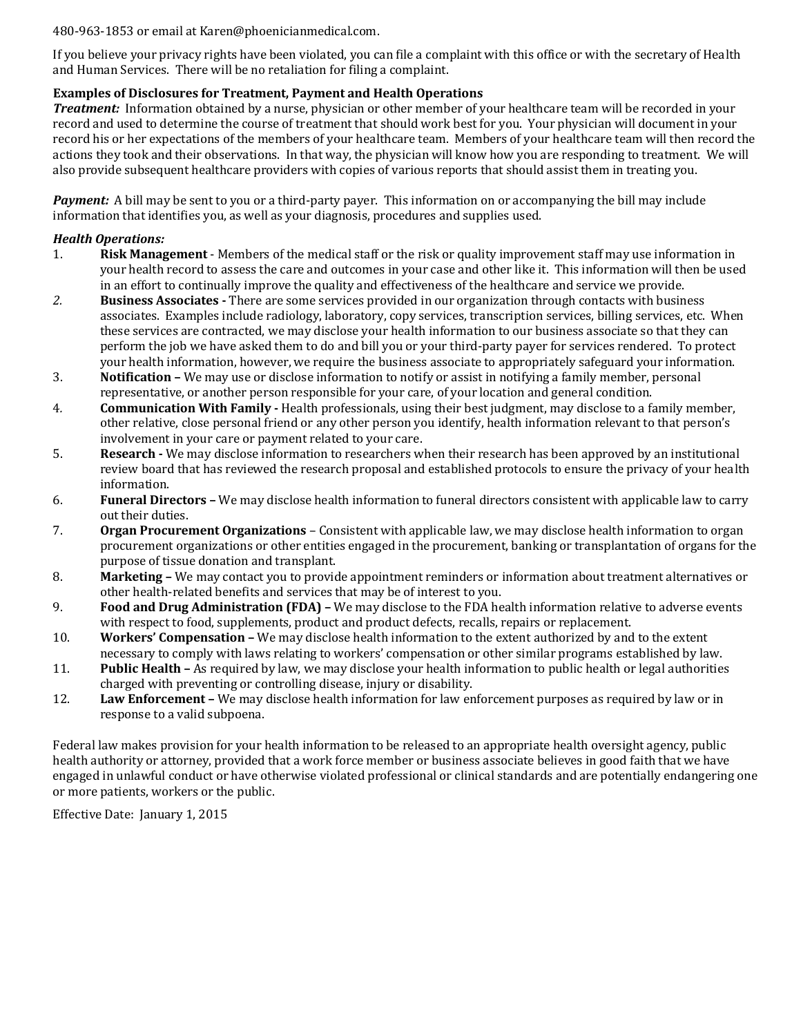480-963-1853 or email at Karen@phoenicianmedical.com.

If you believe your privacy rights have been violated, you can file a complaint with this office or with the secretary of Health and Human Services. There will be no retaliation for filing a complaint.

**Examples of Disclosures for Treatment, Payment and Health Operations**

***Treatment:*** Information obtained by a nurse, physician or other member of your healthcare team will be recorded in your record and used to determine the course of treatment that should work best for you. Your physician will document in your record his or her expectations of the members of your healthcare team. Members of your healthcare team will then record the actions they took and their observations. In that way, the physician will know how you are responding to treatment. We will also provide subsequent healthcare providers with copies of various reports that should assist them in treating you.

***Payment:*** A bill may be sent to you or a third-party payer. This information on or accompanying the bill may include information that identifies you, as well as your diagnosis, procedures and supplies used.

***Health Operations:***

1. **Risk Management** - Members of the medical staff or the risk or quality improvement staff may use information in your health record to assess the care and outcomes in your case and other like it. This information will then be used in an effort to continually improve the quality and effectiveness of the healthcare and service we provide.
2. **Business Associates -** There are some services provided in our organization through contacts with business associates. Examples include radiology, laboratory, copy services, transcription services, billing services, etc. When these services are contracted, we may disclose your health information to our business associate so that they can perform the job we have asked them to do and bill you or your third-party payer for services rendered. To protect your health information, however, we require the business associate to appropriately safeguard your information.
3. **Notification –** We may use or disclose information to notify or assist in notifying a family member, personal representative, or another person responsible for your care, of your location and general condition.
4. **Communication With Family -** Health professionals, using their best judgment, may disclose to a family member, other relative, close personal friend or any other person you identify, health information relevant to that person's involvement in your care or payment related to your care.
5. **Research -** We may disclose information to researchers when their research has been approved by an institutional review board that has reviewed the research proposal and established protocols to ensure the privacy of your health information.
6. **Funeral Directors –** We may disclose health information to funeral directors consistent with applicable law to carry out their duties.
7. **Organ Procurement Organizations** – Consistent with applicable law, we may disclose health information to organ procurement organizations or other entities engaged in the procurement, banking or transplantation of organs for the purpose of tissue donation and transplant.
8. **Marketing –** We may contact you to provide appointment reminders or information about treatment alternatives or other health-related benefits and services that may be of interest to you.
9. **Food and Drug Administration (FDA) –** We may disclose to the FDA health information relative to adverse events with respect to food, supplements, product and product defects, recalls, repairs or replacement.
10. **Workers' Compensation –** We may disclose health information to the extent authorized by and to the extent necessary to comply with laws relating to workers' compensation or other similar programs established by law.
11. **Public Health –** As required by law, we may disclose your health information to public health or legal authorities charged with preventing or controlling disease, injury or disability.
12. **Law Enforcement –** We may disclose health information for law enforcement purposes as required by law or in response to a valid subpoena.

Federal law makes provision for your health information to be released to an appropriate health oversight agency, public health authority or attorney, provided that a work force member or business associate believes in good faith that we have engaged in unlawful conduct or have otherwise violated professional or clinical standards and are potentially endangering one or more patients, workers or the public.

Effective Date: January 1, 2015